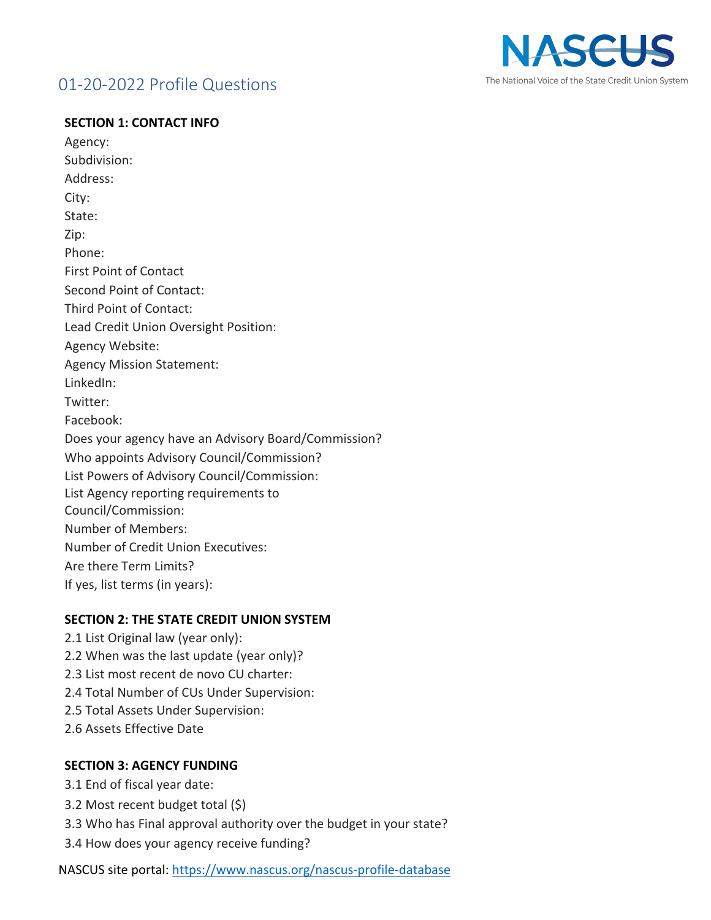# 01-20-2022 Profile Questions

NASCUS
The National Voice of the State Credit Union System

**SECTION 1: CONTACT INFO**

Agency:
Subdivision:
Address:
City:
State:
Zip:
Phone:
First Point of Contact
Second Point of Contact:
Third Point of Contact:
Lead Credit Union Oversight Position:
Agency Website:
Agency Mission Statement:
LinkedIn:
Twitter:
Facebook:
Does your agency have an Advisory Board/Commission?
Who appoints Advisory Council/Commission?
List Powers of Advisory Council/Commission:
List Agency reporting requirements to Council/Commission:
Number of Members:
Number of Credit Union Executives:
Are there Term Limits?
If yes, list terms (in years):

**SECTION 2: THE STATE CREDIT UNION SYSTEM**

2.1 List Original law (year only):
2.2 When was the last update (year only)?
2.3 List most recent de novo CU charter:
2.4 Total Number of CUs Under Supervision:
2.5 Total Assets Under Supervision:
2.6 Assets Effective Date

**SECTION 3: AGENCY FUNDING**

3.1 End of fiscal year date:
3.2 Most recent budget total ($)
3.3 Who has Final approval authority over the budget in your state?
3.4 How does your agency receive funding?

NASCUS site portal: https://www.nascus.org/nascus-profile-database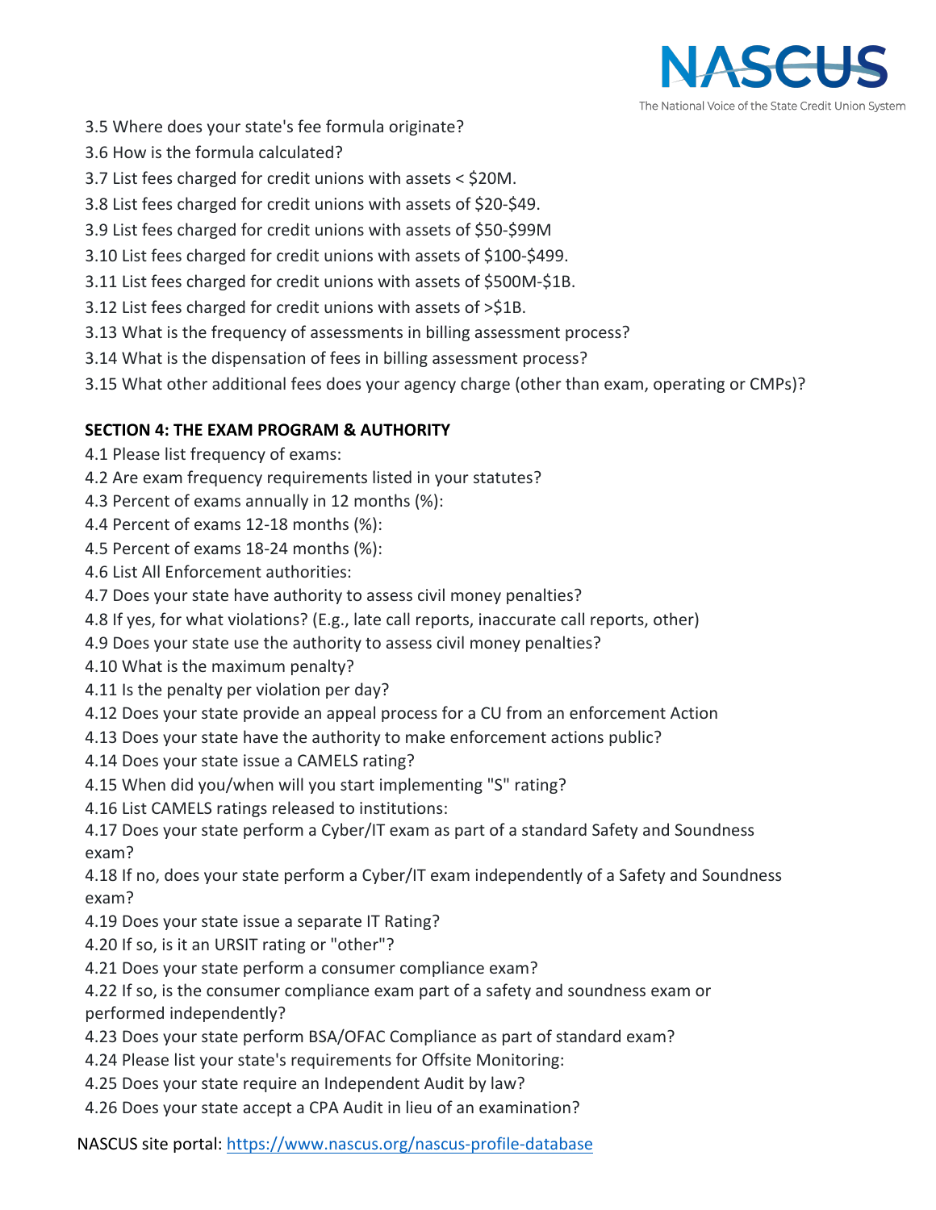3.5 Where does your state's fee formula originate?

3.6 How is the formula calculated?

3.7 List fees charged for credit unions with assets < $20M.

3.8 List fees charged for credit unions with assets of $20-$49.

3.9 List fees charged for credit unions with assets of $50-$99M

3.10 List fees charged for credit unions with assets of $100-$499.

3.11 List fees charged for credit unions with assets of $500M-$1B.

3.12 List fees charged for credit unions with assets of >$1B.

3.13 What is the frequency of assessments in billing assessment process?

3.14 What is the dispensation of fees in billing assessment process?

3.15 What other additional fees does your agency charge (other than exam, operating or CMPs)?

**SECTION 4: THE EXAM PROGRAM & AUTHORITY**

4.1 Please list frequency of exams:

4.2 Are exam frequency requirements listed in your statutes?

4.3 Percent of exams annually in 12 months (%):

4.4 Percent of exams 12-18 months (%):

4.5 Percent of exams 18-24 months (%):

4.6 List All Enforcement authorities:

4.7 Does your state have authority to assess civil money penalties?

4.8 If yes, for what violations? (E.g., late call reports, inaccurate call reports, other)

4.9 Does your state use the authority to assess civil money penalties?

4.10 What is the maximum penalty?

4.11 Is the penalty per violation per day?

4.12 Does your state provide an appeal process for a CU from an enforcement Action

4.13 Does your state have the authority to make enforcement actions public?

4.14 Does your state issue a CAMELS rating?

4.15 When did you/when will you start implementing "S" rating?

4.16 List CAMELS ratings released to institutions:

4.17 Does your state perform a Cyber/IT exam as part of a standard Safety and Soundness exam?

4.18 If no, does your state perform a Cyber/IT exam independently of a Safety and Soundness exam?

4.19 Does your state issue a separate IT Rating?

4.20 If so, is it an URSIT rating or "other"?

4.21 Does your state perform a consumer compliance exam?

4.22 If so, is the consumer compliance exam part of a safety and soundness exam or performed independently?

4.23 Does your state perform BSA/OFAC Compliance as part of standard exam?

4.24 Please list your state's requirements for Offsite Monitoring:

4.25 Does your state require an Independent Audit by law?

4.26 Does your state accept a CPA Audit in lieu of an examination?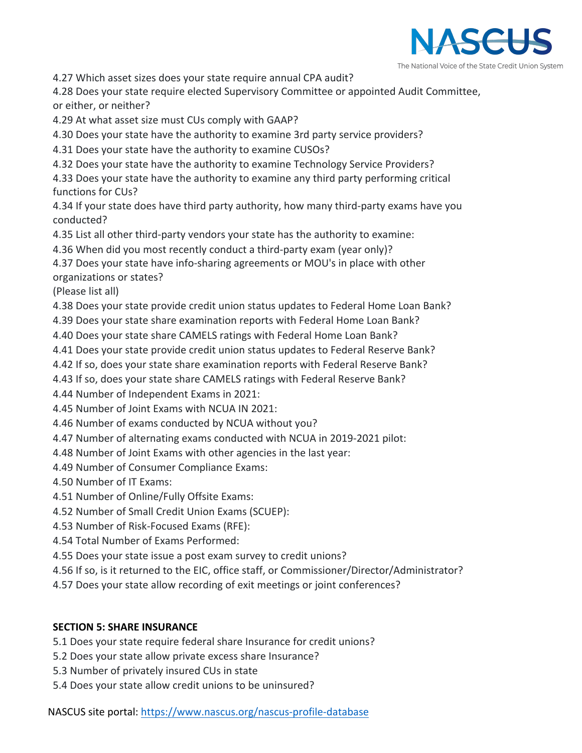4.27 Which asset sizes does your state require annual CPA audit?

4.28 Does your state require elected Supervisory Committee or appointed Audit Committee, or either, or neither?

4.29 At what asset size must CUs comply with GAAP?

4.30 Does your state have the authority to examine 3rd party service providers?

4.31 Does your state have the authority to examine CUSOs?

4.32 Does your state have the authority to examine Technology Service Providers?

4.33 Does your state have the authority to examine any third party performing critical functions for CUs?

4.34 If your state does have third party authority, how many third-party exams have you conducted?

4.35 List all other third-party vendors your state has the authority to examine:

4.36 When did you most recently conduct a third-party exam (year only)?

4.37 Does your state have info-sharing agreements or MOU's in place with other organizations or states?
(Please list all)

4.38 Does your state provide credit union status updates to Federal Home Loan Bank?

4.39 Does your state share examination reports with Federal Home Loan Bank?

4.40 Does your state share CAMELS ratings with Federal Home Loan Bank?

4.41 Does your state provide credit union status updates to Federal Reserve Bank?

4.42 If so, does your state share examination reports with Federal Reserve Bank?

4.43 If so, does your state share CAMELS ratings with Federal Reserve Bank?

4.44 Number of Independent Exams in 2021:

4.45 Number of Joint Exams with NCUA IN 2021:

4.46 Number of exams conducted by NCUA without you?

4.47 Number of alternating exams conducted with NCUA in 2019-2021 pilot:

4.48 Number of Joint Exams with other agencies in the last year:

4.49 Number of Consumer Compliance Exams:

4.50 Number of IT Exams:

4.51 Number of Online/Fully Offsite Exams:

4.52 Number of Small Credit Union Exams (SCUEP):

4.53 Number of Risk-Focused Exams (RFE):

4.54 Total Number of Exams Performed:

4.55 Does your state issue a post exam survey to credit unions?

4.56 If so, is it returned to the EIC, office staff, or Commissioner/Director/Administrator?

4.57 Does your state allow recording of exit meetings or joint conferences?

**SECTION 5: SHARE INSURANCE**

5.1 Does your state require federal share Insurance for credit unions?

5.2 Does your state allow private excess share Insurance?

5.3 Number of privately insured CUs in state

5.4 Does your state allow credit unions to be uninsured?

NASCUS site portal: https://www.nascus.org/nascus-profile-database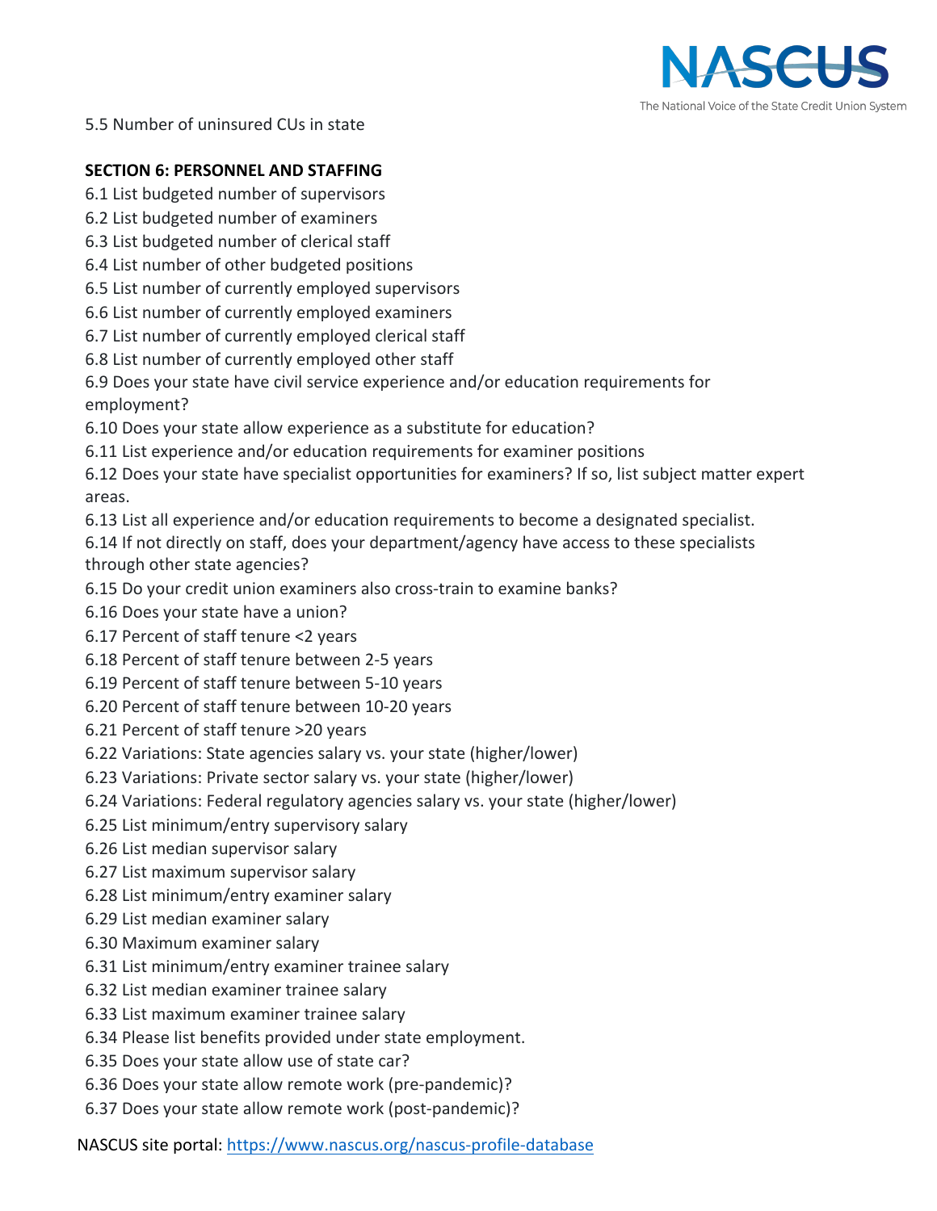5.5 Number of uninsured CUs in state

**SECTION 6: PERSONNEL AND STAFFING**

6.1 List budgeted number of supervisors
6.2 List budgeted number of examiners
6.3 List budgeted number of clerical staff
6.4 List number of other budgeted positions
6.5 List number of currently employed supervisors
6.6 List number of currently employed examiners
6.7 List number of currently employed clerical staff
6.8 List number of currently employed other staff
6.9 Does your state have civil service experience and/or education requirements for employment?
6.10 Does your state allow experience as a substitute for education?
6.11 List experience and/or education requirements for examiner positions
6.12 Does your state have specialist opportunities for examiners? If so, list subject matter expert areas.
6.13 List all experience and/or education requirements to become a designated specialist.
6.14 If not directly on staff, does your department/agency have access to these specialists through other state agencies?
6.15 Do your credit union examiners also cross-train to examine banks?
6.16 Does your state have a union?
6.17 Percent of staff tenure <2 years
6.18 Percent of staff tenure between 2-5 years
6.19 Percent of staff tenure between 5-10 years
6.20 Percent of staff tenure between 10-20 years
6.21 Percent of staff tenure >20 years
6.22 Variations: State agencies salary vs. your state (higher/lower)
6.23 Variations: Private sector salary vs. your state (higher/lower)
6.24 Variations: Federal regulatory agencies salary vs. your state (higher/lower)
6.25 List minimum/entry supervisory salary
6.26 List median supervisor salary
6.27 List maximum supervisor salary
6.28 List minimum/entry examiner salary
6.29 List median examiner salary
6.30 Maximum examiner salary
6.31 List minimum/entry examiner trainee salary
6.32 List median examiner trainee salary
6.33 List maximum examiner trainee salary
6.34 Please list benefits provided under state employment.
6.35 Does your state allow use of state car?
6.36 Does your state allow remote work (pre-pandemic)?
6.37 Does your state allow remote work (post-pandemic)?

NASCUS site portal: https://www.nascus.org/nascus-profile-database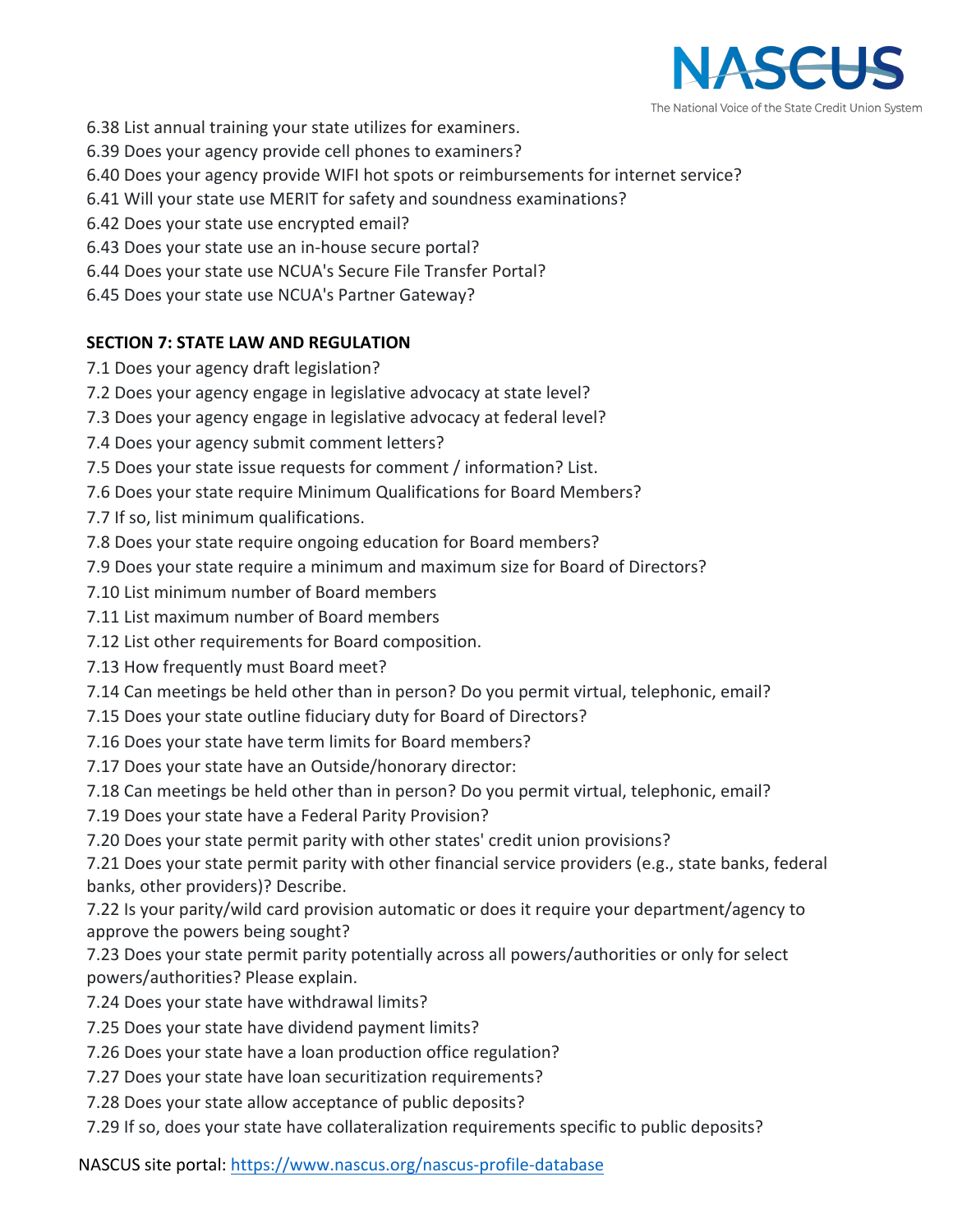6.38 List annual training your state utilizes for examiners.

6.39 Does your agency provide cell phones to examiners?

6.40 Does your agency provide WIFI hot spots or reimbursements for internet service?

6.41 Will your state use MERIT for safety and soundness examinations?

6.42 Does your state use encrypted email?

6.43 Does your state use an in-house secure portal?

6.44 Does your state use NCUA's Secure File Transfer Portal?

6.45 Does your state use NCUA's Partner Gateway?

**SECTION 7: STATE LAW AND REGULATION**

7.1 Does your agency draft legislation?

7.2 Does your agency engage in legislative advocacy at state level?

7.3 Does your agency engage in legislative advocacy at federal level?

7.4 Does your agency submit comment letters?

7.5 Does your state issue requests for comment / information? List.

7.6 Does your state require Minimum Qualifications for Board Members?

7.7 If so, list minimum qualifications.

7.8 Does your state require ongoing education for Board members?

7.9 Does your state require a minimum and maximum size for Board of Directors?

7.10 List minimum number of Board members

7.11 List maximum number of Board members

7.12 List other requirements for Board composition.

7.13 How frequently must Board meet?

7.14 Can meetings be held other than in person? Do you permit virtual, telephonic, email?

7.15 Does your state outline fiduciary duty for Board of Directors?

7.16 Does your state have term limits for Board members?

7.17 Does your state have an Outside/honorary director:

7.18 Can meetings be held other than in person? Do you permit virtual, telephonic, email?

7.19 Does your state have a Federal Parity Provision?

7.20 Does your state permit parity with other states' credit union provisions?

7.21 Does your state permit parity with other financial service providers (e.g., state banks, federal banks, other providers)? Describe.

7.22 Is your parity/wild card provision automatic or does it require your department/agency to approve the powers being sought?

7.23 Does your state permit parity potentially across all powers/authorities or only for select powers/authorities? Please explain.

7.24 Does your state have withdrawal limits?

7.25 Does your state have dividend payment limits?

7.26 Does your state have a loan production office regulation?

7.27 Does your state have loan securitization requirements?

7.28 Does your state allow acceptance of public deposits?

7.29 If so, does your state have collateralization requirements specific to public deposits?

NASCUS site portal: https://www.nascus.org/nascus-profile-database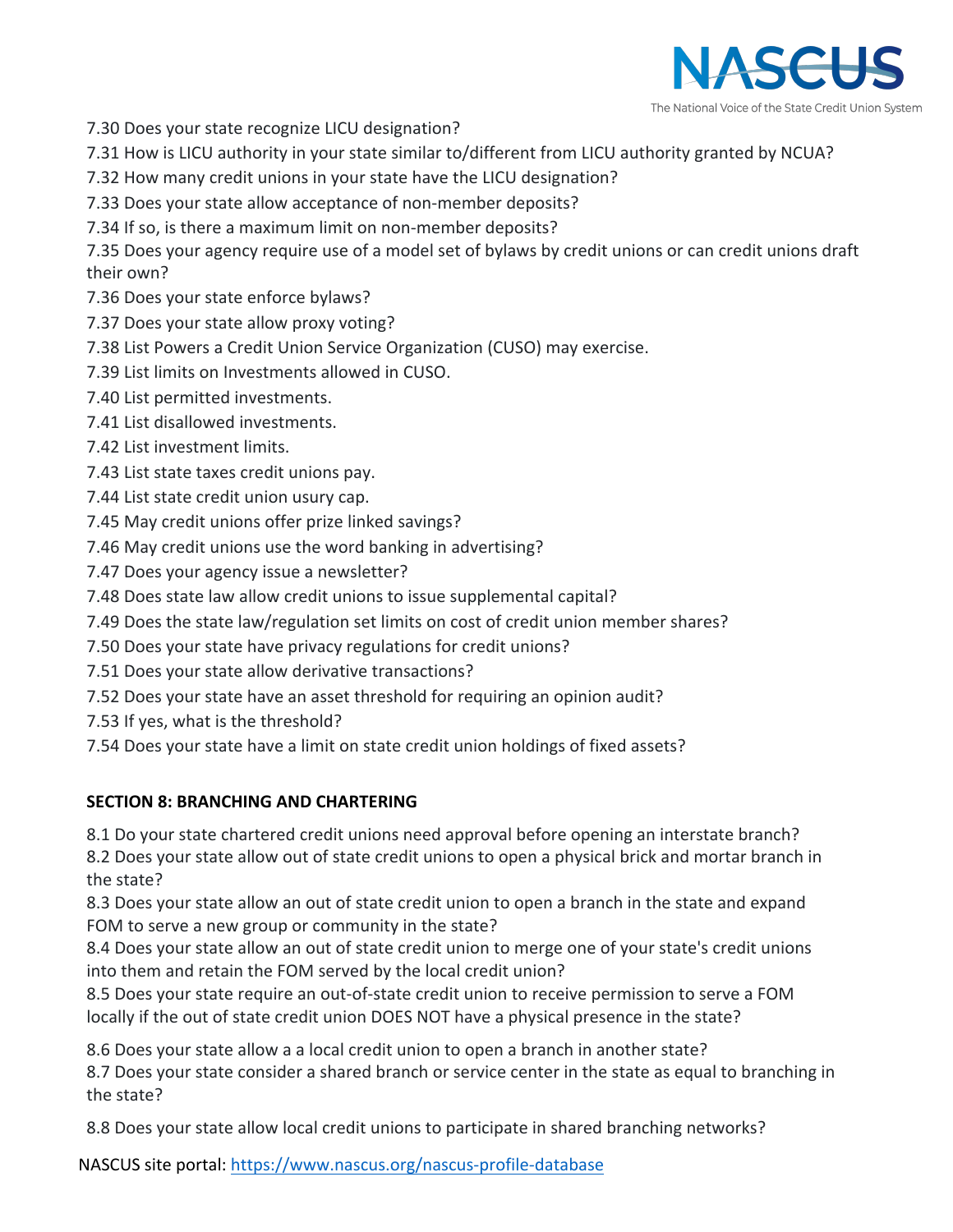7.30 Does your state recognize LICU designation?

7.31 How is LICU authority in your state similar to/different from LICU authority granted by NCUA?

7.32 How many credit unions in your state have the LICU designation?

7.33 Does your state allow acceptance of non-member deposits?

7.34 If so, is there a maximum limit on non-member deposits?

7.35 Does your agency require use of a model set of bylaws by credit unions or can credit unions draft their own?

7.36 Does your state enforce bylaws?

7.37 Does your state allow proxy voting?

7.38 List Powers a Credit Union Service Organization (CUSO) may exercise.

7.39 List limits on Investments allowed in CUSO.

7.40 List permitted investments.

7.41 List disallowed investments.

7.42 List investment limits.

7.43 List state taxes credit unions pay.

7.44 List state credit union usury cap.

7.45 May credit unions offer prize linked savings?

7.46 May credit unions use the word banking in advertising?

7.47 Does your agency issue a newsletter?

7.48 Does state law allow credit unions to issue supplemental capital?

7.49 Does the state law/regulation set limits on cost of credit union member shares?

7.50 Does your state have privacy regulations for credit unions?

7.51 Does your state allow derivative transactions?

7.52 Does your state have an asset threshold for requiring an opinion audit?

7.53 If yes, what is the threshold?

7.54 Does your state have a limit on state credit union holdings of fixed assets?

## SECTION 8: BRANCHING AND CHARTERING

8.1 Do your state chartered credit unions need approval before opening an interstate branch?

8.2 Does your state allow out of state credit unions to open a physical brick and mortar branch in the state?

8.3 Does your state allow an out of state credit union to open a branch in the state and expand FOM to serve a new group or community in the state?

8.4 Does your state allow an out of state credit union to merge one of your state's credit unions into them and retain the FOM served by the local credit union?

8.5 Does your state require an out-of-state credit union to receive permission to serve a FOM locally if the out of state credit union DOES NOT have a physical presence in the state?

8.6 Does your state allow a a local credit union to open a branch in another state?

8.7 Does your state consider a shared branch or service center in the state as equal to branching in the state?

8.8 Does your state allow local credit unions to participate in shared branching networks?

NASCUS site portal: https://www.nascus.org/nascus-profile-database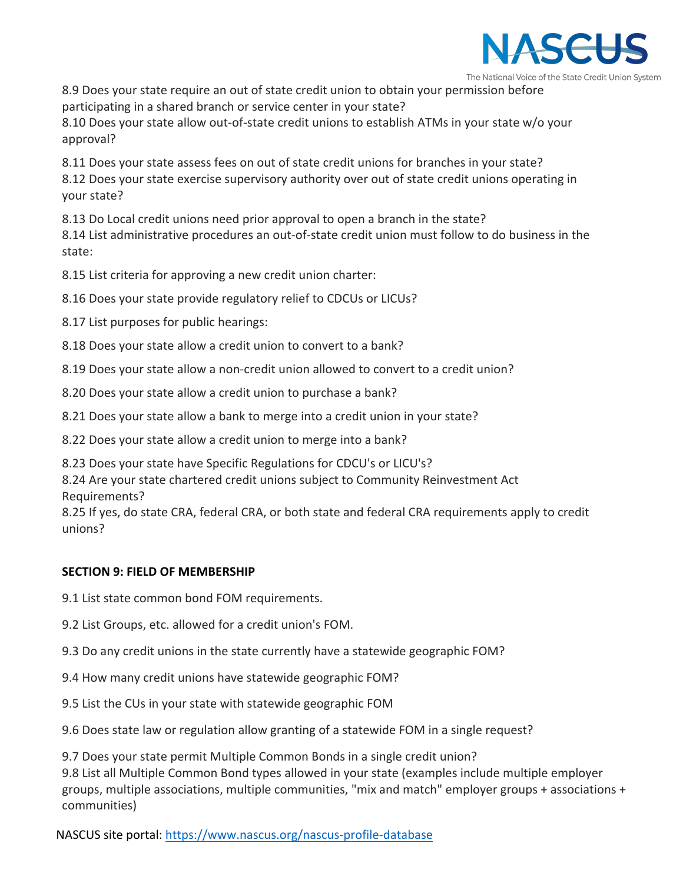8.9 Does your state require an out of state credit union to obtain your permission before participating in a shared branch or service center in your state?
8.10 Does your state allow out-of-state credit unions to establish ATMs in your state w/o your approval?

8.11 Does your state assess fees on out of state credit unions for branches in your state?
8.12 Does your state exercise supervisory authority over out of state credit unions operating in your state?

8.13 Do Local credit unions need prior approval to open a branch in the state?
8.14 List administrative procedures an out-of-state credit union must follow to do business in the state:

8.15 List criteria for approving a new credit union charter:

8.16 Does your state provide regulatory relief to CDCUs or LICUs?

8.17 List purposes for public hearings:

8.18 Does your state allow a credit union to convert to a bank?

8.19 Does your state allow a non-credit union allowed to convert to a credit union?

8.20 Does your state allow a credit union to purchase a bank?

8.21 Does your state allow a bank to merge into a credit union in your state?

8.22 Does your state allow a credit union to merge into a bank?

8.23 Does your state have Specific Regulations for CDCU's or LICU's?
8.24 Are your state chartered credit unions subject to Community Reinvestment Act Requirements?
8.25 If yes, do state CRA, federal CRA, or both state and federal CRA requirements apply to credit unions?

**SECTION 9: FIELD OF MEMBERSHIP**

9.1 List state common bond FOM requirements.

9.2 List Groups, etc. allowed for a credit union's FOM.

9.3 Do any credit unions in the state currently have a statewide geographic FOM?

9.4 How many credit unions have statewide geographic FOM?

9.5 List the CUs in your state with statewide geographic FOM

9.6 Does state law or regulation allow granting of a statewide FOM in a single request?

9.7 Does your state permit Multiple Common Bonds in a single credit union?
9.8 List all Multiple Common Bond types allowed in your state (examples include multiple employer groups, multiple associations, multiple communities, "mix and match" employer groups + associations + communities)

NASCUS site portal: https://www.nascus.org/nascus-profile-database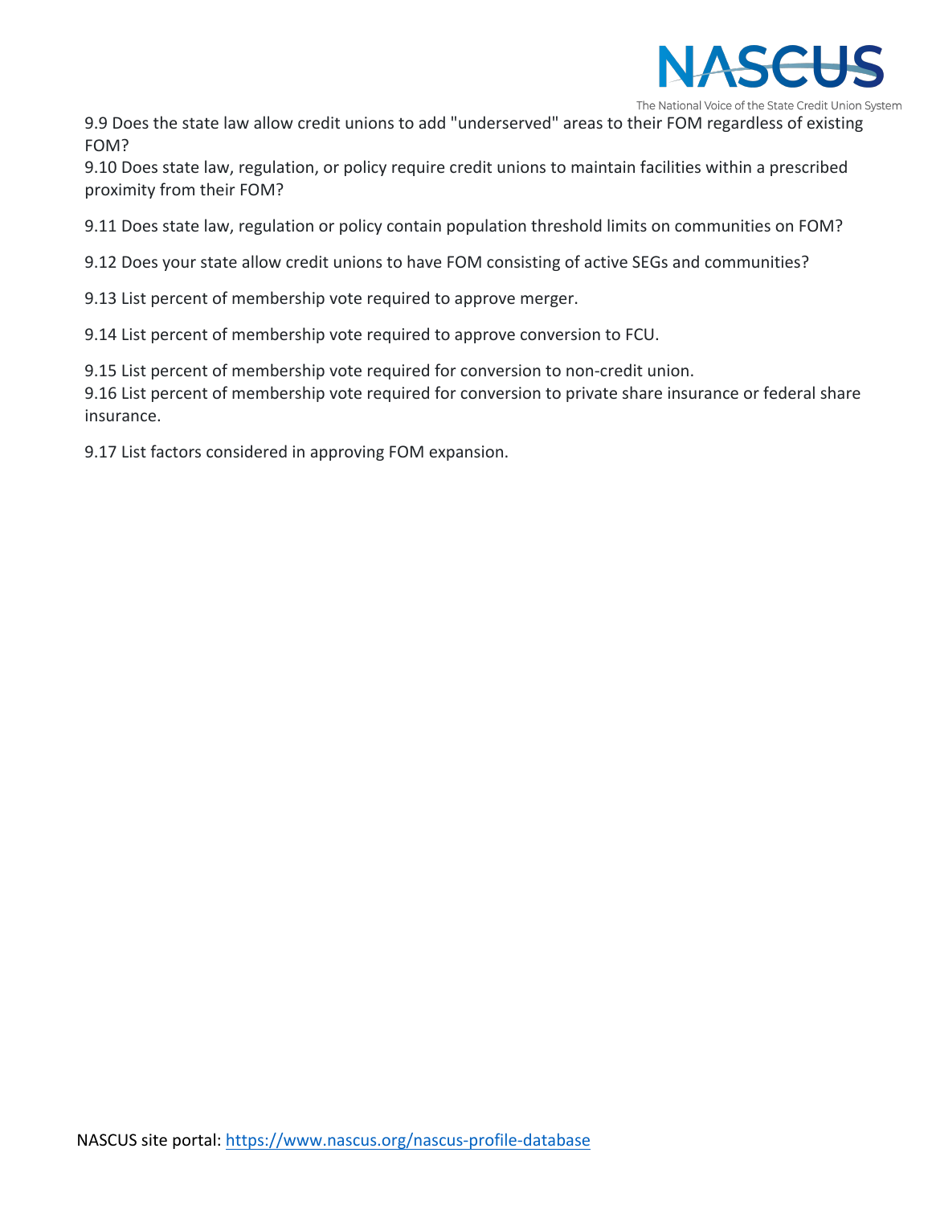9.9 Does the state law allow credit unions to add "underserved" areas to their FOM regardless of existing FOM?

9.10 Does state law, regulation, or policy require credit unions to maintain facilities within a prescribed proximity from their FOM?

9.11 Does state law, regulation or policy contain population threshold limits on communities on FOM?

9.12 Does your state allow credit unions to have FOM consisting of active SEGs and communities?

9.13 List percent of membership vote required to approve merger.

9.14 List percent of membership vote required to approve conversion to FCU.

9.15 List percent of membership vote required for conversion to non-credit union.

9.16 List percent of membership vote required for conversion to private share insurance or federal share insurance.

9.17 List factors considered in approving FOM expansion.

NASCUS site portal: https://www.nascus.org/nascus-profile-database